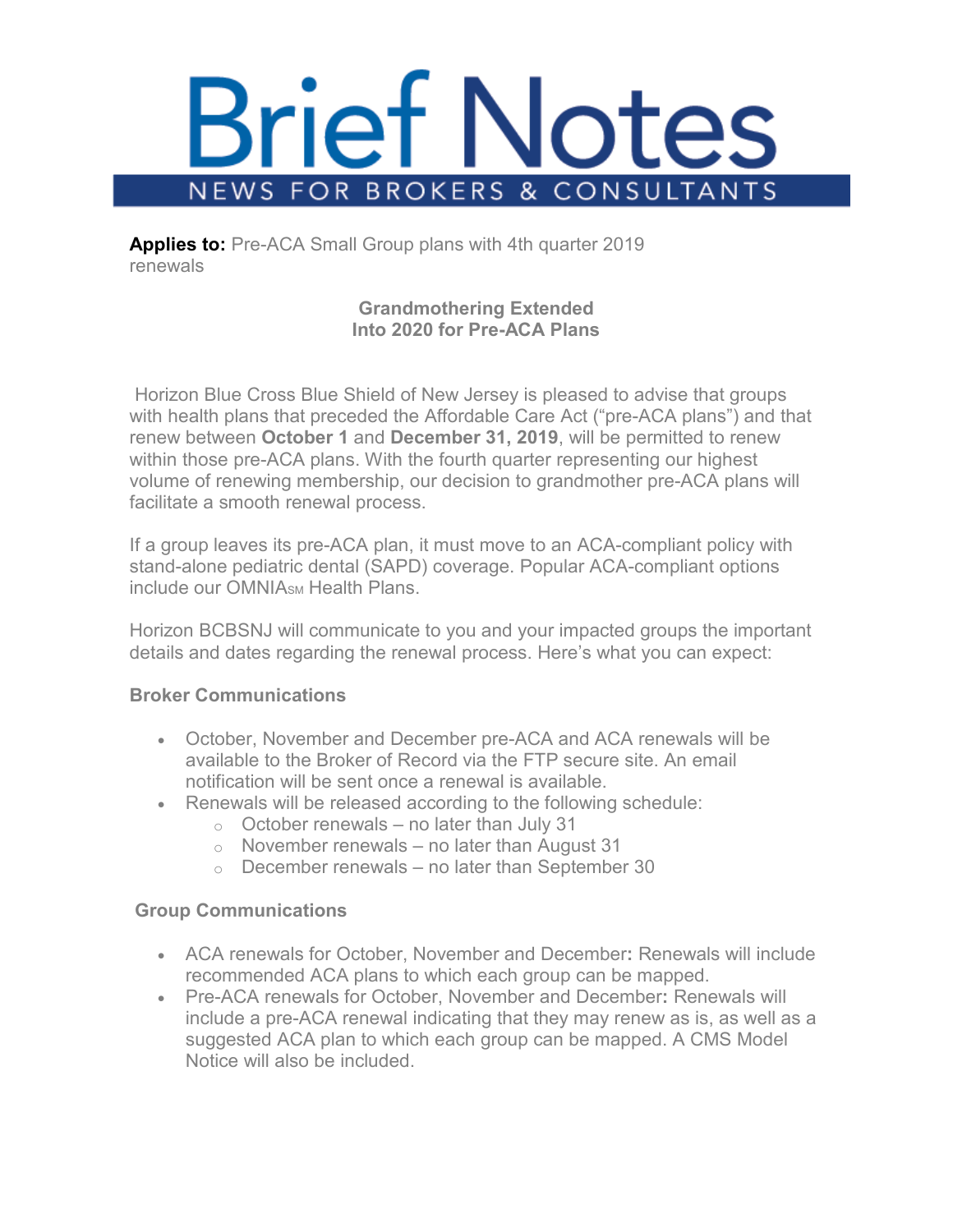# Brief Notes

NEWS FOR BROKERS & CONSULTANTS

**Applies to:** Pre-ACA Small Group plans with 4th quarter 2019 renewals

## Grandmothering Extended Into 2020 for Pre-ACA Plans

Horizon Blue Cross Blue Shield of New Jersey is pleased to advise that groups with health plans that preceded the Affordable Care Act ("pre-ACA plans") and that renew between **October 1** and **December 31, 2019**, will be permitted to renew within those pre-ACA plans. With the fourth quarter representing our highest volume of renewing membership, our decision to grandmother pre-ACA plans will facilitate a smooth renewal process.

If a group leaves its pre-ACA plan, it must move to an ACA-compliant policy with stand-alone pediatric dental (SAPD) coverage. Popular ACA-compliant options include our OMNIA℠ Health Plans.

Horizon BCBSNJ will communicate to you and your impacted groups the important details and dates regarding the renewal process. Here's what you can expect:

### Broker Communications

- October, November and December pre-ACA and ACA renewals will be available to the Broker of Record via the FTP secure site. An email notification will be sent once a renewal is available.
- Renewals will be released according to the following schedule:
  - October renewals – no later than July 31
  - November renewals – no later than August 31
  - December renewals – no later than September 30

### Group Communications

- ACA renewals for October, November and December**:** Renewals will include recommended ACA plans to which each group can be mapped.
- Pre-ACA renewals for October, November and December**:** Renewals will include a pre-ACA renewal indicating that they may renew as is, as well as a suggested ACA plan to which each group can be mapped. A CMS Model Notice will also be included.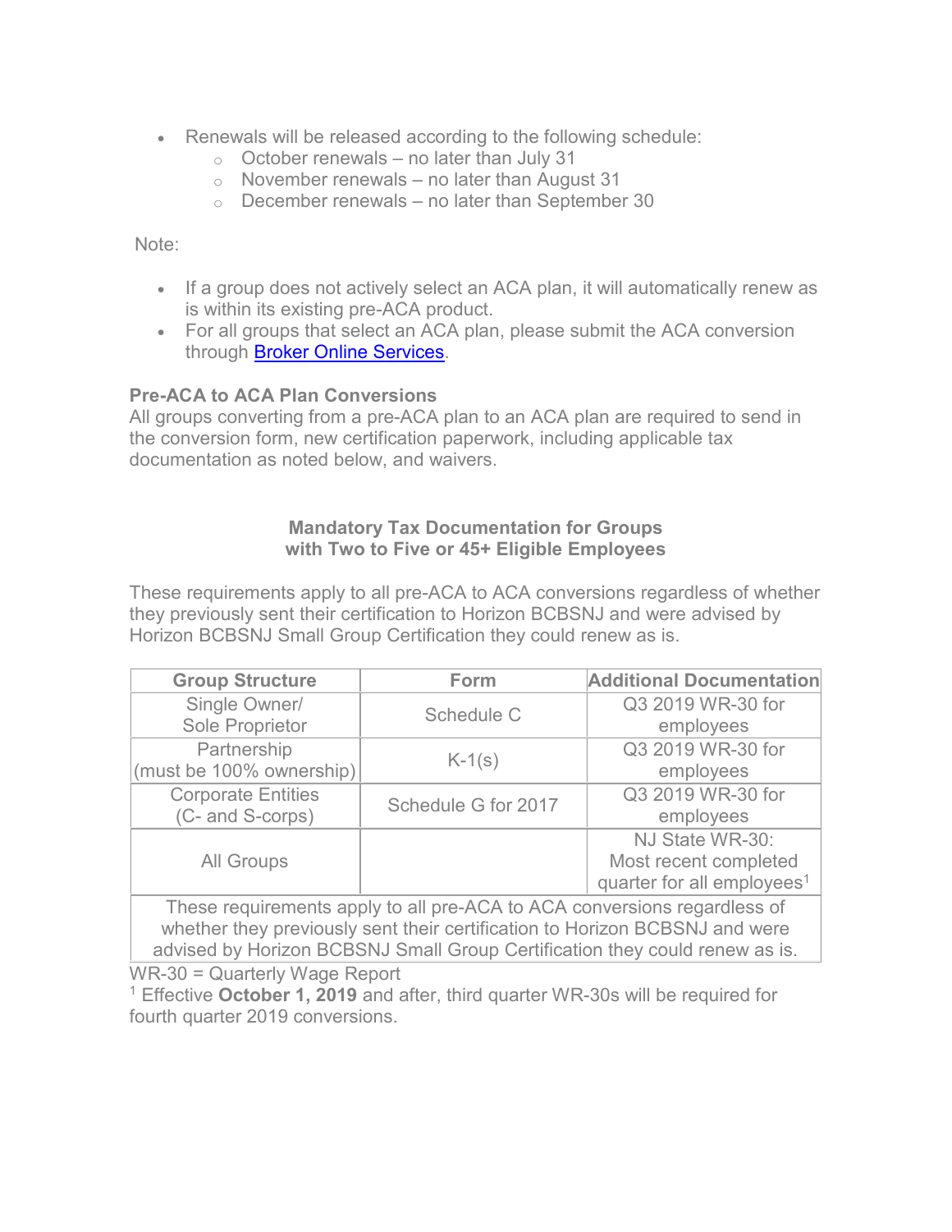- Renewals will be released according to the following schedule:
  - October renewals – no later than July 31
  - November renewals – no later than August 31
  - December renewals – no later than September 30

Note:

- If a group does not actively select an ACA plan, it will automatically renew as is within its existing pre-ACA product.
- For all groups that select an ACA plan, please submit the ACA conversion through Broker Online Services.

**Pre-ACA to ACA Plan Conversions**
All groups converting from a pre-ACA plan to an ACA plan are required to send in the conversion form, new certification paperwork, including applicable tax documentation as noted below, and waivers.

**Mandatory Tax Documentation for Groups with Two to Five or 45+ Eligible Employees**

These requirements apply to all pre-ACA to ACA conversions regardless of whether they previously sent their certification to Horizon BCBSNJ and were advised by Horizon BCBSNJ Small Group Certification they could renew as is.

| Group Structure | Form | Additional Documentation |
|---|---|---|
| Single Owner/ Sole Proprietor | Schedule C | Q3 2019 WR-30 for employees |
| Partnership (must be 100% ownership) | K-1(s) | Q3 2019 WR-30 for employees |
| Corporate Entities (C- and S-corps) | Schedule G for 2017 | Q3 2019 WR-30 for employees |
| All Groups | | NJ State WR-30: Most recent completed quarter for all employees[1] |
| These requirements apply to all pre-ACA to ACA conversions regardless of whether they previously sent their certification to Horizon BCBSNJ and were advised by Horizon BCBSNJ Small Group Certification they could renew as is. | | |

WR-30 = Quarterly Wage Report

[1] Effective **October 1, 2019** and after, third quarter WR-30s will be required for fourth quarter 2019 conversions.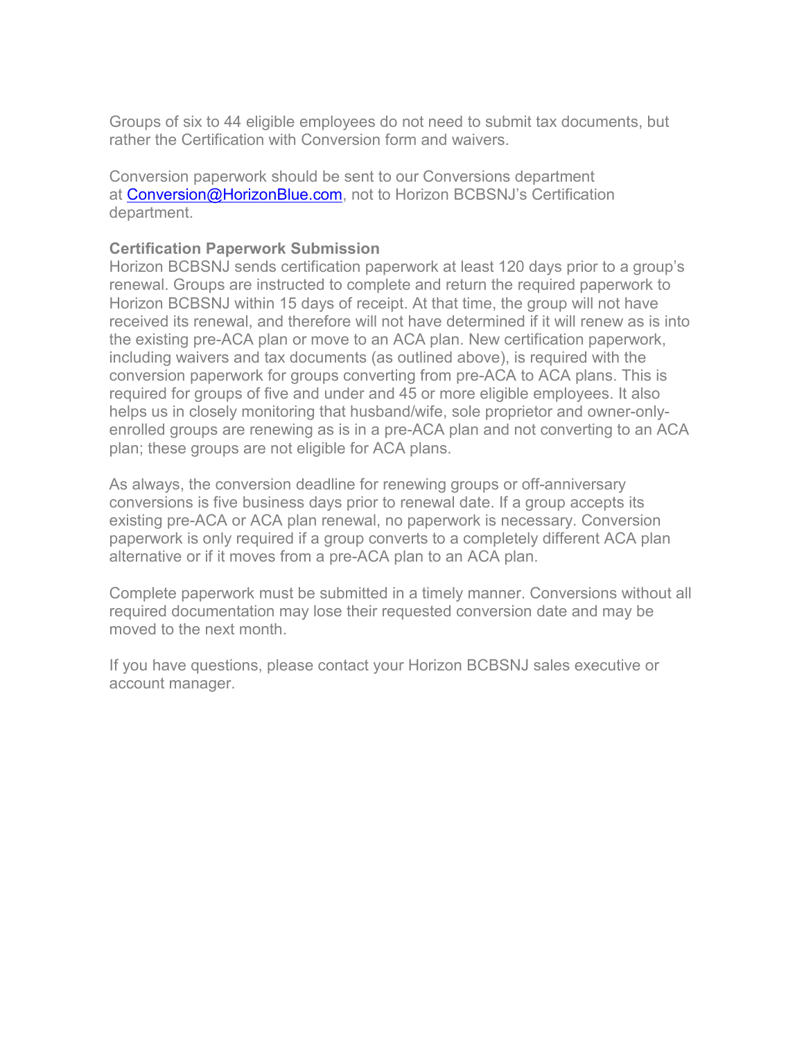Groups of six to 44 eligible employees do not need to submit tax documents, but rather the Certification with Conversion form and waivers.

Conversion paperwork should be sent to our Conversions department at [Conversion@HorizonBlue.com](mailto:Conversion@HorizonBlue.com), not to Horizon BCBSNJ's Certification department.

**Certification Paperwork Submission**

Horizon BCBSNJ sends certification paperwork at least 120 days prior to a group's renewal. Groups are instructed to complete and return the required paperwork to Horizon BCBSNJ within 15 days of receipt. At that time, the group will not have received its renewal, and therefore will not have determined if it will renew as is into the existing pre-ACA plan or move to an ACA plan. New certification paperwork, including waivers and tax documents (as outlined above), is required with the conversion paperwork for groups converting from pre-ACA to ACA plans. This is required for groups of five and under and 45 or more eligible employees. It also helps us in closely monitoring that husband/wife, sole proprietor and owner-only-enrolled groups are renewing as is in a pre-ACA plan and not converting to an ACA plan; these groups are not eligible for ACA plans.

As always, the conversion deadline for renewing groups or off-anniversary conversions is five business days prior to renewal date. If a group accepts its existing pre-ACA or ACA plan renewal, no paperwork is necessary. Conversion paperwork is only required if a group converts to a completely different ACA plan alternative or if it moves from a pre-ACA plan to an ACA plan.

Complete paperwork must be submitted in a timely manner. Conversions without all required documentation may lose their requested conversion date and may be moved to the next month.

If you have questions, please contact your Horizon BCBSNJ sales executive or account manager.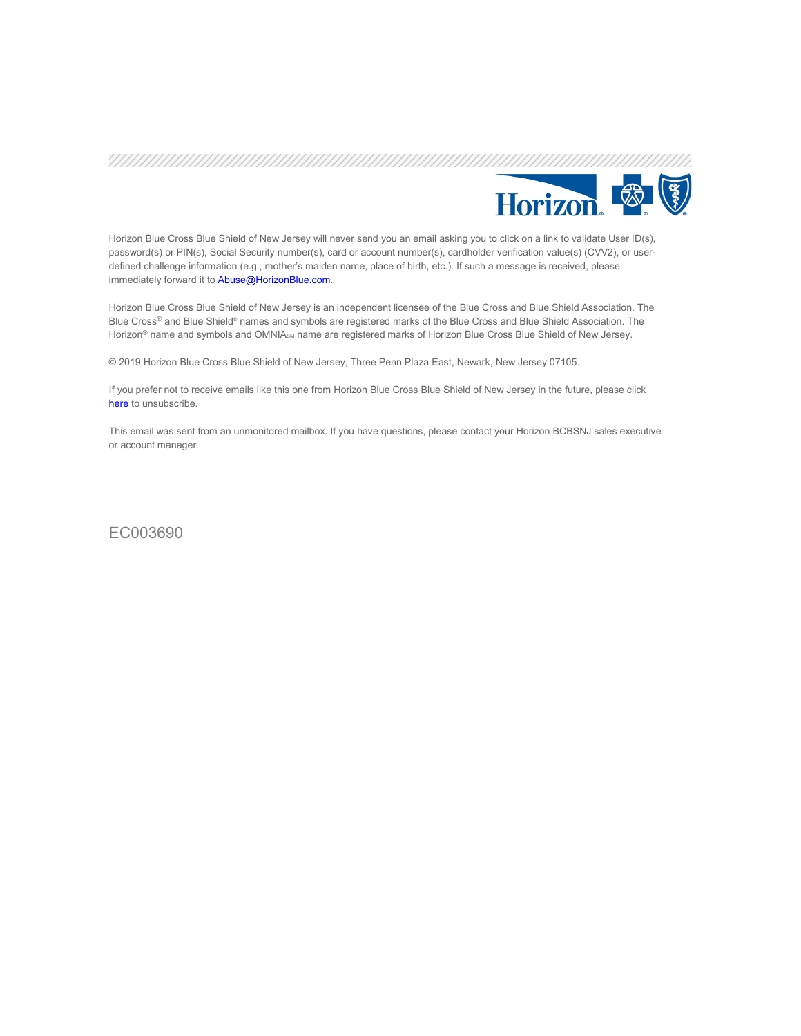Horizon Blue Cross Blue Shield of New Jersey will never send you an email asking you to click on a link to validate User ID(s), password(s) or PIN(s), Social Security number(s), card or account number(s), cardholder verification value(s) (CVV2), or user-defined challenge information (e.g., mother's maiden name, place of birth, etc.). If such a message is received, please immediately forward it to Abuse@HorizonBlue.com.

Horizon Blue Cross Blue Shield of New Jersey is an independent licensee of the Blue Cross and Blue Shield Association. The Blue Cross® and Blue Shield® names and symbols are registered marks of the Blue Cross and Blue Shield Association. The Horizon® name and symbols and OMNIA℠ name are registered marks of Horizon Blue Cross Blue Shield of New Jersey.

© 2019 Horizon Blue Cross Blue Shield of New Jersey, Three Penn Plaza East, Newark, New Jersey 07105.

If you prefer not to receive emails like this one from Horizon Blue Cross Blue Shield of New Jersey in the future, please click here to unsubscribe.

This email was sent from an unmonitored mailbox. If you have questions, please contact your Horizon BCBSNJ sales executive or account manager.

EC003690